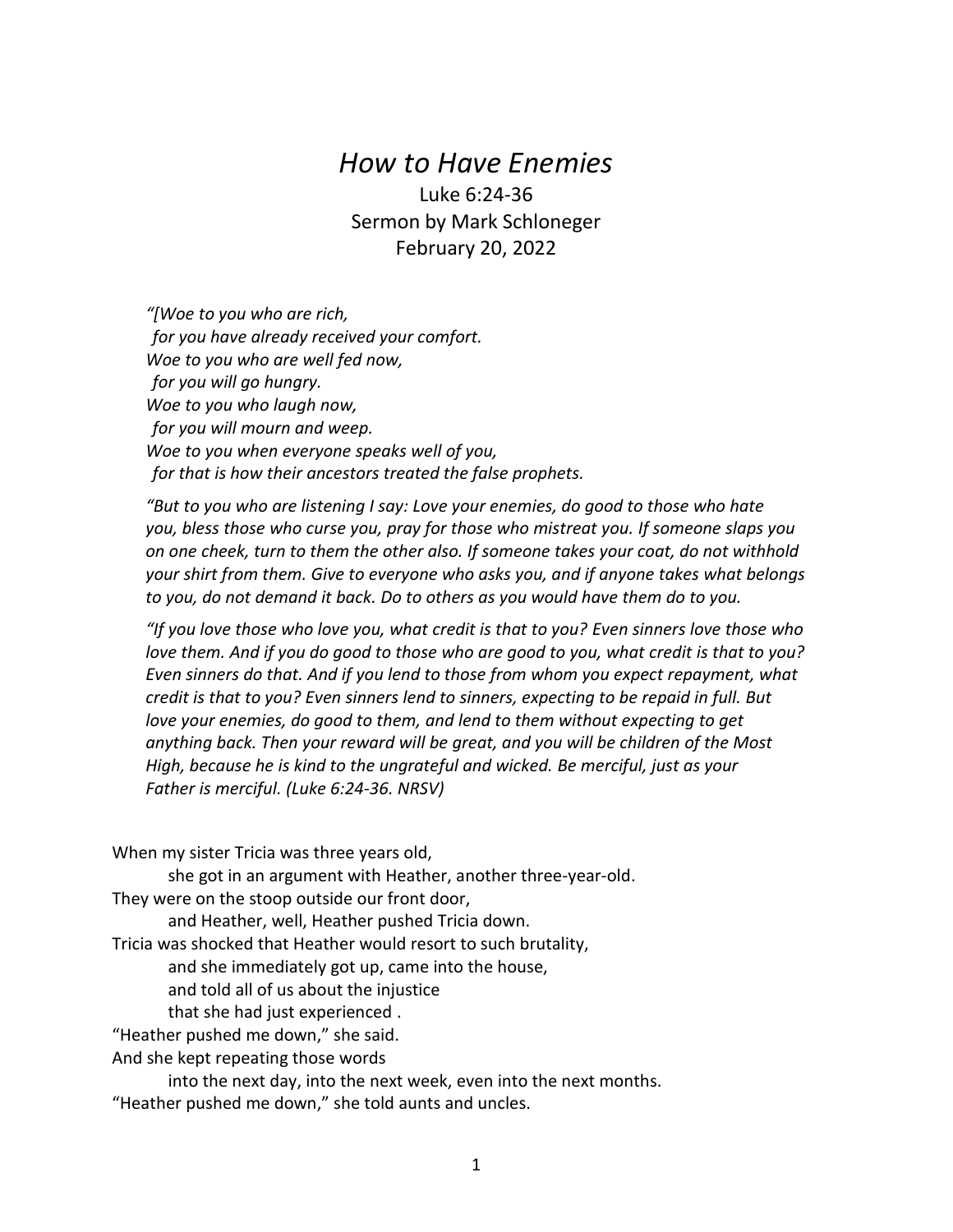# *How to Have Enemies*

Luke 6:24-36
Sermon by Mark Schloneger
February 20, 2022

*"[Woe to you who are rich,*
*for you have already received your comfort.*
*Woe to you who are well fed now,*
*for you will go hungry.*
*Woe to you who laugh now,*
*for you will mourn and weep.*
*Woe to you when everyone speaks well of you,*
*for that is how their ancestors treated the false prophets.*

*"But to you who are listening I say: Love your enemies, do good to those who hate you, bless those who curse you, pray for those who mistreat you. If someone slaps you on one cheek, turn to them the other also. If someone takes your coat, do not withhold your shirt from them. Give to everyone who asks you, and if anyone takes what belongs to you, do not demand it back. Do to others as you would have them do to you.*

*"If you love those who love you, what credit is that to you? Even sinners love those who love them. And if you do good to those who are good to you, what credit is that to you? Even sinners do that. And if you lend to those from whom you expect repayment, what credit is that to you? Even sinners lend to sinners, expecting to be repaid in full. But love your enemies, do good to them, and lend to them without expecting to get anything back. Then your reward will be great, and you will be children of the Most High, because he is kind to the ungrateful and wicked. Be merciful, just as your Father is merciful. (Luke 6:24-36. NRSV)*

When my sister Tricia was three years old,
she got in an argument with Heather, another three-year-old.
They were on the stoop outside our front door,
and Heather, well, Heather pushed Tricia down.
Tricia was shocked that Heather would resort to such brutality,
and she immediately got up, came into the house,
and told all of us about the injustice
that she had just experienced .
"Heather pushed me down," she said.
And she kept repeating those words
into the next day, into the next week, even into the next months.
"Heather pushed me down," she told aunts and uncles.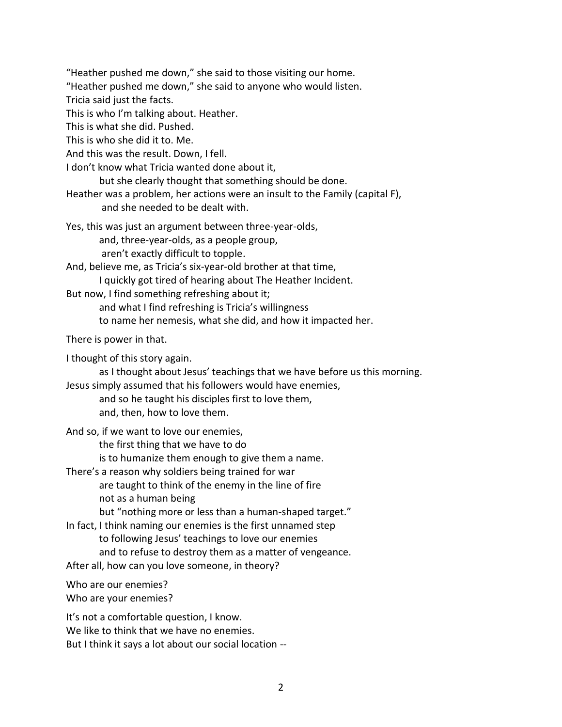"Heather pushed me down," she said to those visiting our home.
"Heather pushed me down," she said to anyone who would listen.
Tricia said just the facts.
This is who I'm talking about. Heather.
This is what she did. Pushed.
This is who she did it to. Me.
And this was the result. Down, I fell.
I don't know what Tricia wanted done about it,
 but she clearly thought that something should be done.
Heather was a problem, her actions were an insult to the Family (capital F),
 and she needed to be dealt with.

Yes, this was just an argument between three-year-olds,
 and, three-year-olds, as a people group,
 aren't exactly difficult to topple.
And, believe me, as Tricia's six-year-old brother at that time,
 I quickly got tired of hearing about The Heather Incident.
But now, I find something refreshing about it;
 and what I find refreshing is Tricia's willingness
 to name her nemesis, what she did, and how it impacted her.

There is power in that.

I thought of this story again.
 as I thought about Jesus' teachings that we have before us this morning.
Jesus simply assumed that his followers would have enemies,
 and so he taught his disciples first to love them,
 and, then, how to love them.

And so, if we want to love our enemies,
 the first thing that we have to do
 is to humanize them enough to give them a name.
There's a reason why soldiers being trained for war
 are taught to think of the enemy in the line of fire
 not as a human being
 but "nothing more or less than a human-shaped target."
In fact, I think naming our enemies is the first unnamed step
 to following Jesus' teachings to love our enemies
 and to refuse to destroy them as a matter of vengeance.
After all, how can you love someone, in theory?

Who are our enemies?
Who are your enemies?

It's not a comfortable question, I know.
We like to think that we have no enemies.
But I think it says a lot about our social location --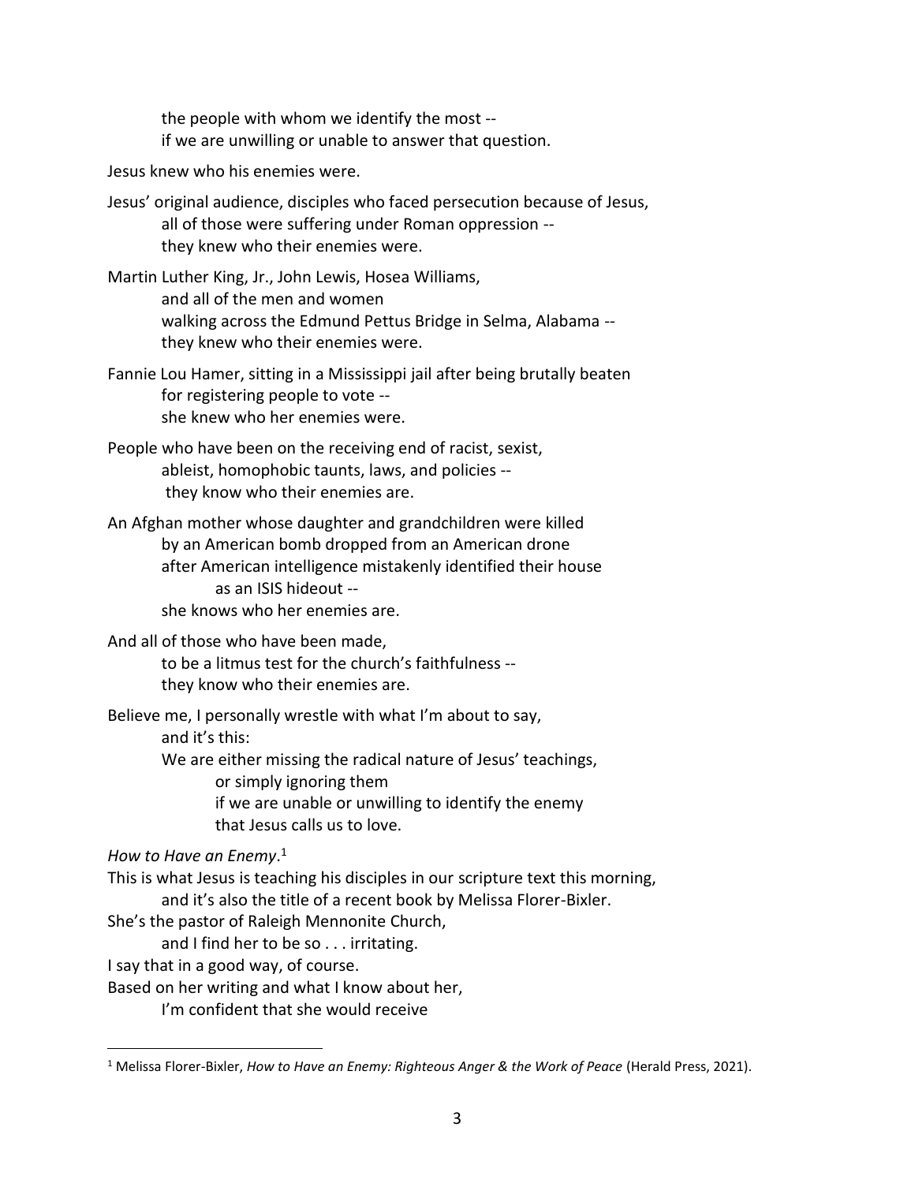the people with whom we identify the most --
if we are unwilling or unable to answer that question.

Jesus knew who his enemies were.

Jesus' original audience, disciples who faced persecution because of Jesus,
all of those were suffering under Roman oppression --
they knew who their enemies were.

Martin Luther King, Jr., John Lewis, Hosea Williams,
and all of the men and women
walking across the Edmund Pettus Bridge in Selma, Alabama --
they knew who their enemies were.

Fannie Lou Hamer, sitting in a Mississippi jail after being brutally beaten
for registering people to vote --
she knew who her enemies were.

People who have been on the receiving end of racist, sexist,
ableist, homophobic taunts, laws, and policies --
they know who their enemies are.

An Afghan mother whose daughter and grandchildren were killed
by an American bomb dropped from an American drone
after American intelligence mistakenly identified their house
as an ISIS hideout --
she knows who her enemies are.

And all of those who have been made,
to be a litmus test for the church's faithfulness --
they know who their enemies are.

Believe me, I personally wrestle with what I'm about to say,
and it's this:
We are either missing the radical nature of Jesus' teachings,
or simply ignoring them
if we are unable or unwilling to identify the enemy
that Jesus calls us to love.

*How to Have an Enemy*.[1]
This is what Jesus is teaching his disciples in our scripture text this morning,
and it's also the title of a recent book by Melissa Florer-Bixler.
She's the pastor of Raleigh Mennonite Church,
and I find her to be so . . . irritating.
I say that in a good way, of course.
Based on her writing and what I know about her,
I'm confident that she would receive

---

[1] Melissa Florer-Bixler, *How to Have an Enemy: Righteous Anger & the Work of Peace* (Herald Press, 2021).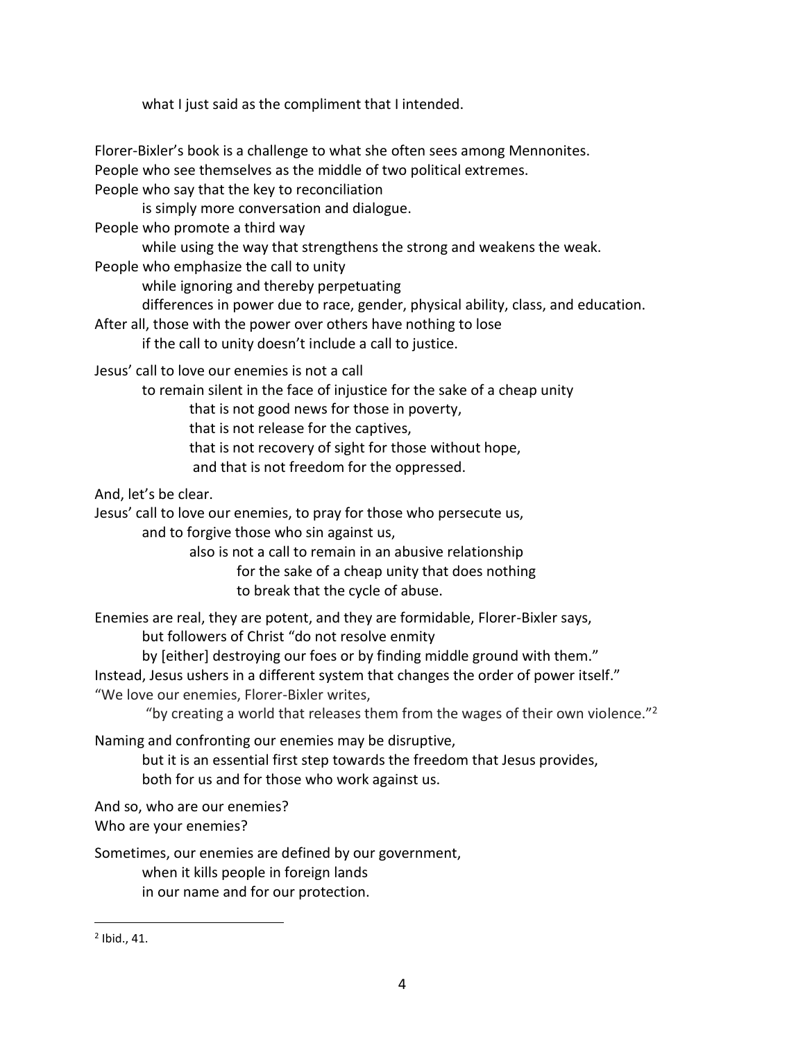what I just said as the compliment that I intended.

Florer-Bixler's book is a challenge to what she often sees among Mennonites.
People who see themselves as the middle of two political extremes.
People who say that the key to reconciliation
is simply more conversation and dialogue.
People who promote a third way
while using the way that strengthens the strong and weakens the weak.
People who emphasize the call to unity
while ignoring and thereby perpetuating
differences in power due to race, gender, physical ability, class, and education.
After all, those with the power over others have nothing to lose
if the call to unity doesn't include a call to justice.

Jesus' call to love our enemies is not a call
to remain silent in the face of injustice for the sake of a cheap unity
that is not good news for those in poverty,
that is not release for the captives,
that is not recovery of sight for those without hope,
and that is not freedom for the oppressed.

And, let's be clear.
Jesus' call to love our enemies, to pray for those who persecute us,
and to forgive those who sin against us,
also is not a call to remain in an abusive relationship
for the sake of a cheap unity that does nothing
to break that the cycle of abuse.

Enemies are real, they are potent, and they are formidable, Florer-Bixler says,
but followers of Christ "do not resolve enmity
by [either] destroying our foes or by finding middle ground with them."
Instead, Jesus ushers in a different system that changes the order of power itself."
"We love our enemies, Florer-Bixler writes,
"by creating a world that releases them from the wages of their own violence."[2]

Naming and confronting our enemies may be disruptive,
but it is an essential first step towards the freedom that Jesus provides,
both for us and for those who work against us.

And so, who are our enemies?
Who are your enemies?

Sometimes, our enemies are defined by our government,
when it kills people in foreign lands
in our name and for our protection.

---

[2] Ibid., 41.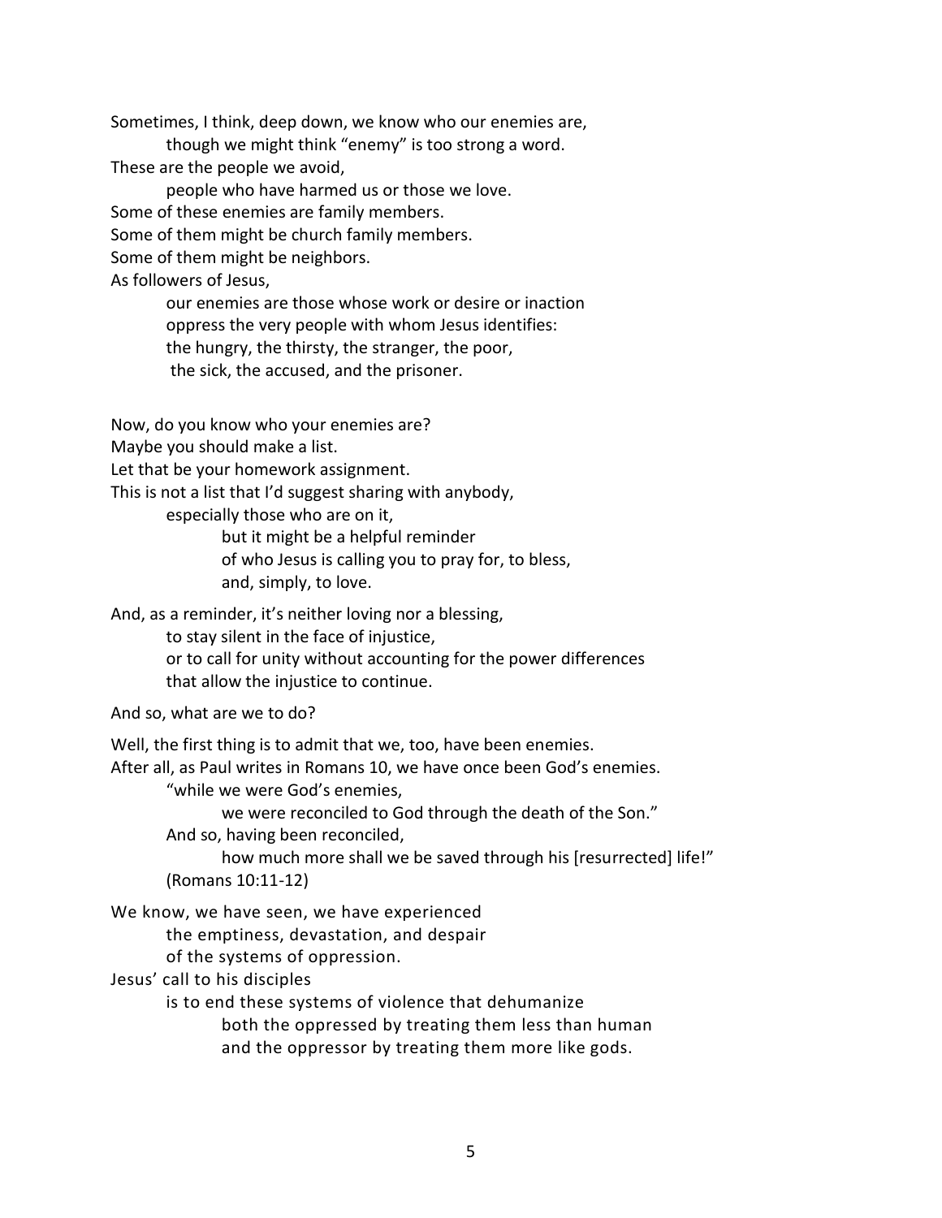Sometimes, I think, deep down, we know who our enemies are,
    though we might think "enemy" is too strong a word.
These are the people we avoid,
    people who have harmed us or those we love.
Some of these enemies are family members.
Some of them might be church family members.
Some of them might be neighbors.
As followers of Jesus,
    our enemies are those whose work or desire or inaction
    oppress the very people with whom Jesus identifies:
    the hungry, the thirsty, the stranger, the poor,
    the sick, the accused, and the prisoner.

Now, do you know who your enemies are?
Maybe you should make a list.
Let that be your homework assignment.
This is not a list that I'd suggest sharing with anybody,
    especially those who are on it,
        but it might be a helpful reminder
        of who Jesus is calling you to pray for, to bless,
        and, simply, to love.

And, as a reminder, it's neither loving nor a blessing,
    to stay silent in the face of injustice,
    or to call for unity without accounting for the power differences
    that allow the injustice to continue.

And so, what are we to do?

Well, the first thing is to admit that we, too, have been enemies.
After all, as Paul writes in Romans 10, we have once been God's enemies.
    "while we were God's enemies,
        we were reconciled to God through the death of the Son."
    And so, having been reconciled,
        how much more shall we be saved through his [resurrected] life!"
    (Romans 10:11-12)

We know, we have seen, we have experienced
    the emptiness, devastation, and despair
    of the systems of oppression.
Jesus' call to his disciples
    is to end these systems of violence that dehumanize
        both the oppressed by treating them less than human
        and the oppressor by treating them more like gods.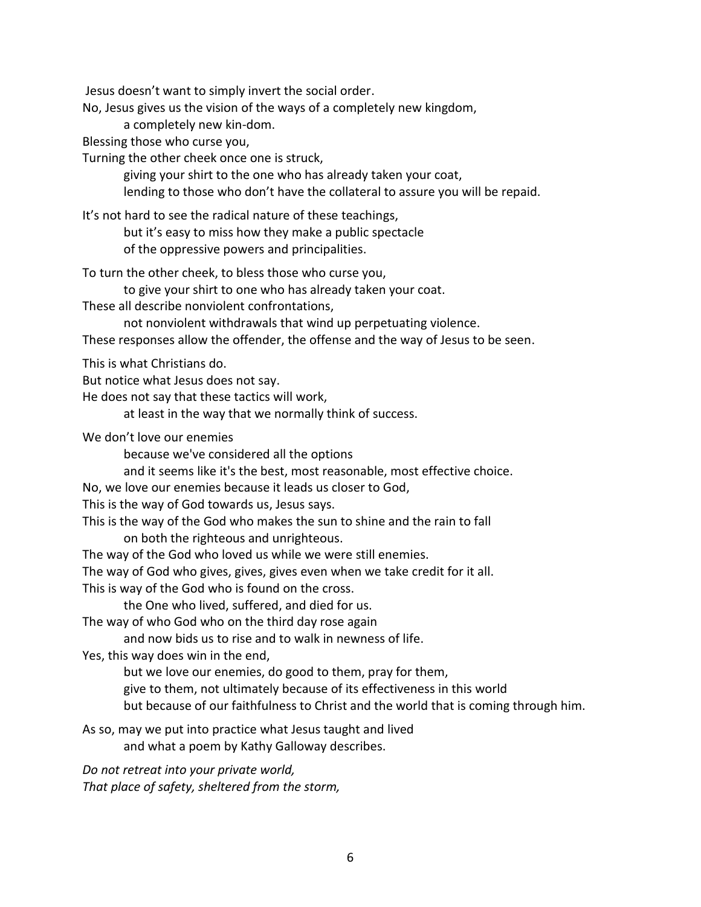Jesus doesn't want to simply invert the social order.  
No, Jesus gives us the vision of the ways of a completely new kingdom,  
    a completely new kin-dom.  
Blessing those who curse you,  
Turning the other cheek once one is struck,  
    giving your shirt to the one who has already taken your coat,  
    lending to those who don't have the collateral to assure you will be repaid.

It's not hard to see the radical nature of these teachings,  
    but it's easy to miss how they make a public spectacle  
    of the oppressive powers and principalities.

To turn the other cheek, to bless those who curse you,  
    to give your shirt to one who has already taken your coat.  
These all describe nonviolent confrontations,  
    not nonviolent withdrawals that wind up perpetuating violence.  
These responses allow the offender, the offense and the way of Jesus to be seen.

This is what Christians do.  
But notice what Jesus does not say.  
He does not say that these tactics will work,  
    at least in the way that we normally think of success.

We don't love our enemies  
    because we've considered all the options  
    and it seems like it's the best, most reasonable, most effective choice.  
No, we love our enemies because it leads us closer to God,  
This is the way of God towards us, Jesus says.  
This is the way of the God who makes the sun to shine and the rain to fall  
    on both the righteous and unrighteous.  
The way of the God who loved us while we were still enemies.  
The way of God who gives, gives, gives even when we take credit for it all.  
This is way of the God who is found on the cross.  
    the One who lived, suffered, and died for us.  
The way of who God who on the third day rose again  
    and now bids us to rise and to walk in newness of life.  
Yes, this way does win in the end,  
    but we love our enemies, do good to them, pray for them,  
    give to them, not ultimately because of its effectiveness in this world  
    but because of our faithfulness to Christ and the world that is coming through him.

As so, may we put into practice what Jesus taught and lived  
    and what a poem by Kathy Galloway describes.

*Do not retreat into your private world,*  
*That place of safety, sheltered from the storm,*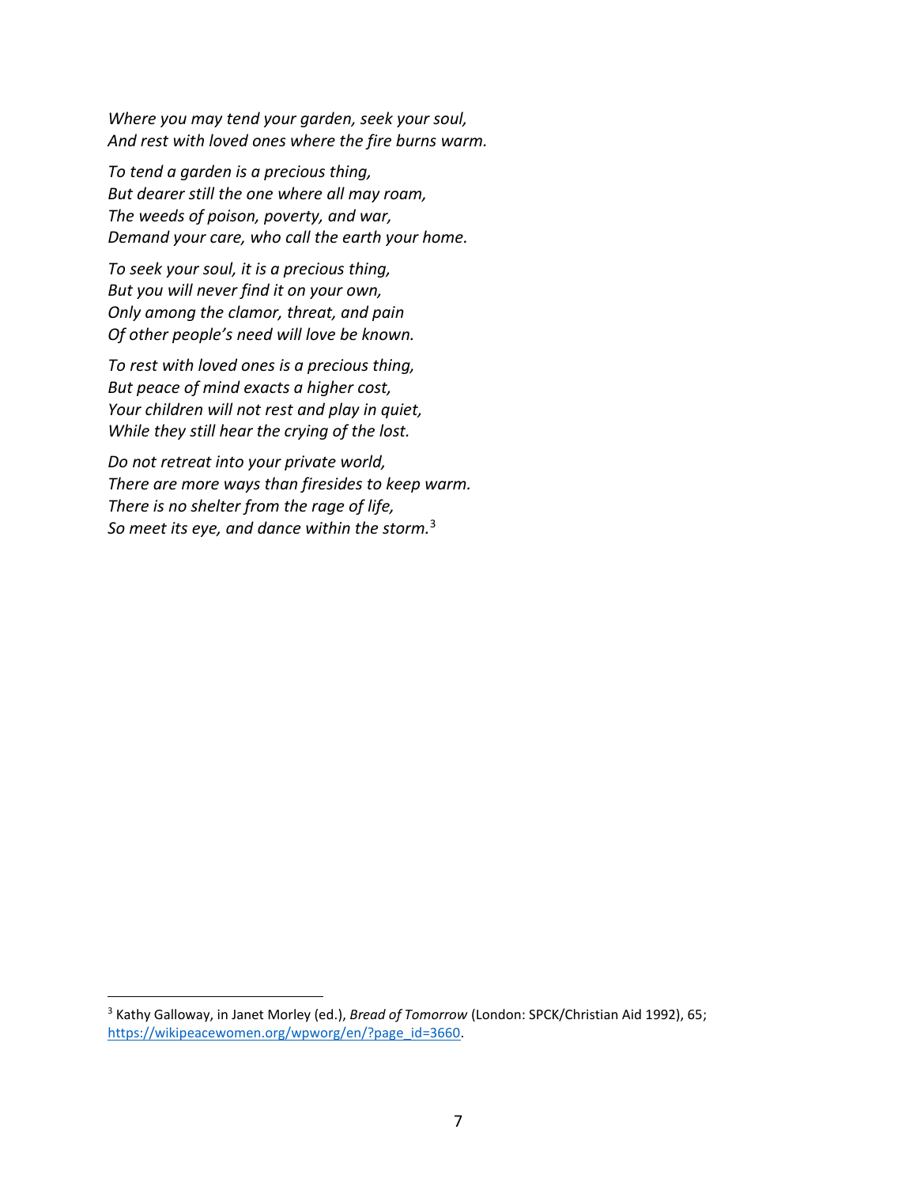*Where you may tend your garden, seek your soul,*
*And rest with loved ones where the fire burns warm.*

*To tend a garden is a precious thing,*
*But dearer still the one where all may roam,*
*The weeds of poison, poverty, and war,*
*Demand your care, who call the earth your home.*

*To seek your soul, it is a precious thing,*
*But you will never find it on your own,*
*Only among the clamor, threat, and pain*
*Of other people's need will love be known.*

*To rest with loved ones is a precious thing,*
*But peace of mind exacts a higher cost,*
*Your children will not rest and play in quiet,*
*While they still hear the crying of the lost.*

*Do not retreat into your private world,*
*There are more ways than firesides to keep warm.*
*There is no shelter from the rage of life,*
*So meet its eye, and dance within the storm.*[3]

---

[3] Kathy Galloway, in Janet Morley (ed.), *Bread of Tomorrow* (London: SPCK/Christian Aid 1992), 65; https://wikipeacewomen.org/wpworg/en/?page_id=3660.